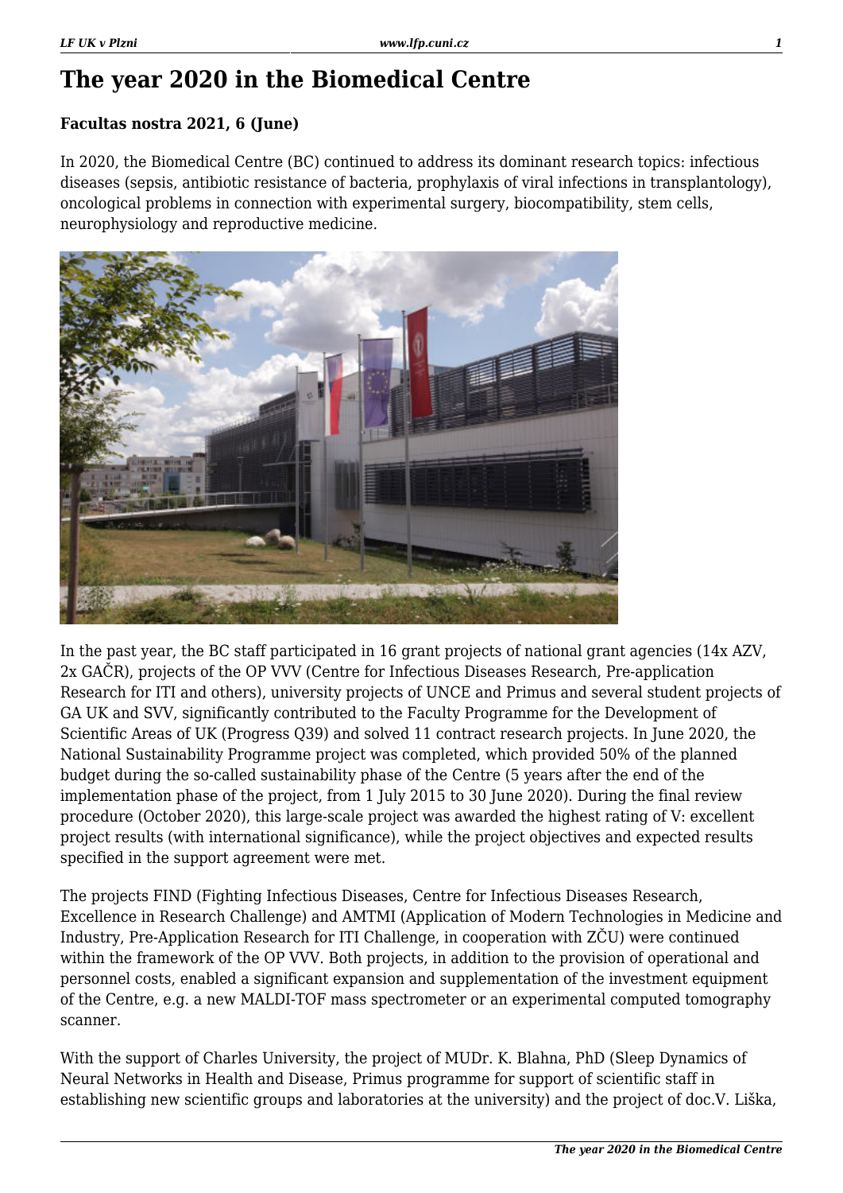# The year 2020 in the Biomedical Centre

**Facultas nostra 2021, 6 (June)**

In 2020, the Biomedical Centre (BC) continued to address its dominant research topics: infectious diseases (sepsis, antibiotic resistance of bacteria, prophylaxis of viral infections in transplantology), oncological problems in connection with experimental surgery, biocompatibility, stem cells, neurophysiology and reproductive medicine.

In the past year, the BC staff participated in 16 grant projects of national grant agencies (14x AZV, 2x GAČR), projects of the OP VVV (Centre for Infectious Diseases Research, Pre-application Research for ITI and others), university projects of UNCE and Primus and several student projects of GA UK and SVV, significantly contributed to the Faculty Programme for the Development of Scientific Areas of UK (Progress Q39) and solved 11 contract research projects. In June 2020, the National Sustainability Programme project was completed, which provided 50% of the planned budget during the so-called sustainability phase of the Centre (5 years after the end of the implementation phase of the project, from 1 July 2015 to 30 June 2020). During the final review procedure (October 2020), this large-scale project was awarded the highest rating of V: excellent project results (with international significance), while the project objectives and expected results specified in the support agreement were met.

The projects FIND (Fighting Infectious Diseases, Centre for Infectious Diseases Research, Excellence in Research Challenge) and AMTMI (Application of Modern Technologies in Medicine and Industry, Pre-Application Research for ITI Challenge, in cooperation with ZČU) were continued within the framework of the OP VVV. Both projects, in addition to the provision of operational and personnel costs, enabled a significant expansion and supplementation of the investment equipment of the Centre, e.g. a new MALDI-TOF mass spectrometer or an experimental computed tomography scanner.

With the support of Charles University, the project of MUDr. K. Blahna, PhD (Sleep Dynamics of Neural Networks in Health and Disease, Primus programme for support of scientific staff in establishing new scientific groups and laboratories at the university) and the project of doc.V. Liška,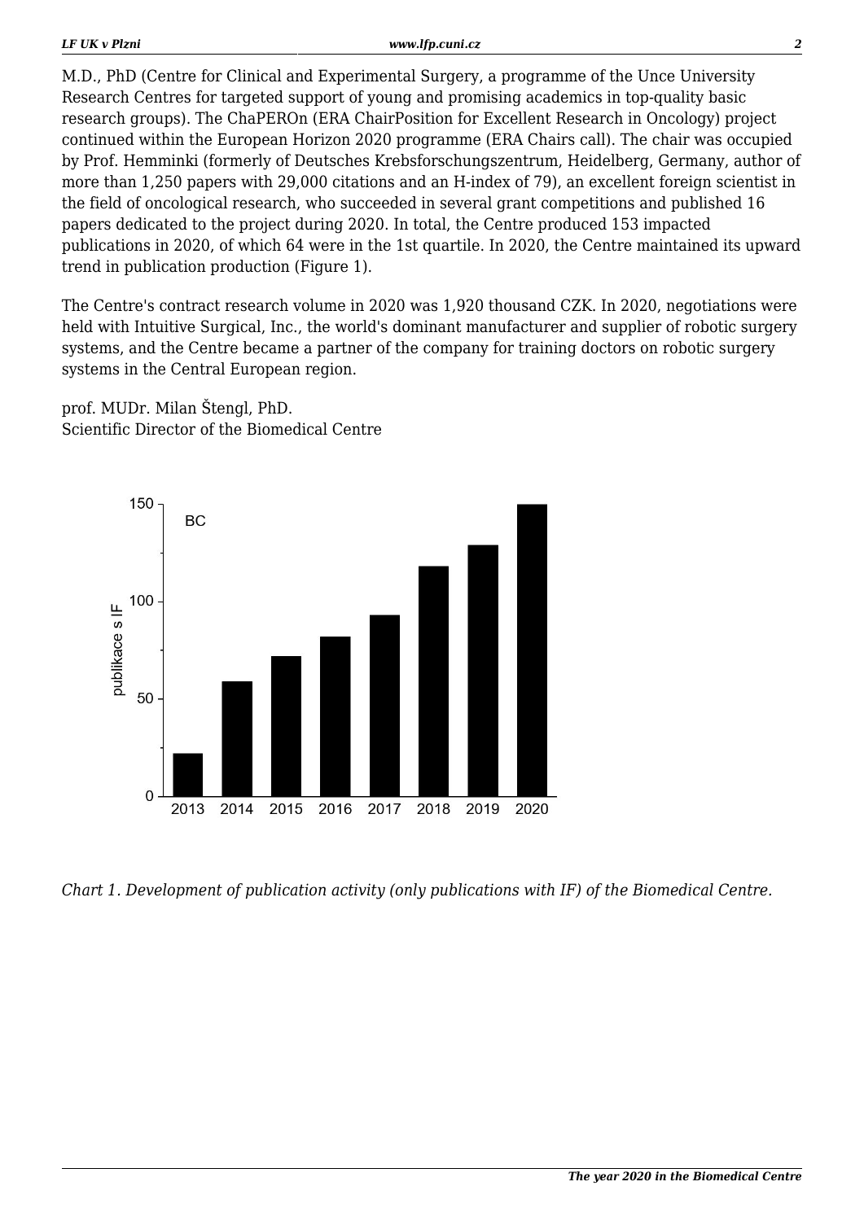M.D., PhD (Centre for Clinical and Experimental Surgery, a programme of the Unce University Research Centres for targeted support of young and promising academics in top-quality basic research groups). The ChaPEROn (ERA ChairPosition for Excellent Research in Oncology) project continued within the European Horizon 2020 programme (ERA Chairs call). The chair was occupied by Prof. Hemminki (formerly of Deutsches Krebsforschungszentrum, Heidelberg, Germany, author of more than 1,250 papers with 29,000 citations and an H-index of 79), an excellent foreign scientist in the field of oncological research, who succeeded in several grant competitions and published 16 papers dedicated to the project during 2020. In total, the Centre produced 153 impacted publications in 2020, of which 64 were in the 1st quartile. In 2020, the Centre maintained its upward trend in publication production (Figure 1).

The Centre's contract research volume in 2020 was 1,920 thousand CZK. In 2020, negotiations were held with Intuitive Surgical, Inc., the world's dominant manufacturer and supplier of robotic surgery systems, and the Centre became a partner of the company for training doctors on robotic surgery systems in the Central European region.

prof. MUDr. Milan Štengl, PhD.
Scientific Director of the Biomedical Centre

BC

publikace s IF

150
100
50
0

2013 2014 2015 2016 2017 2018 2019 2020

*Chart 1. Development of publication activity (only publications with IF) of the Biomedical Centre.*